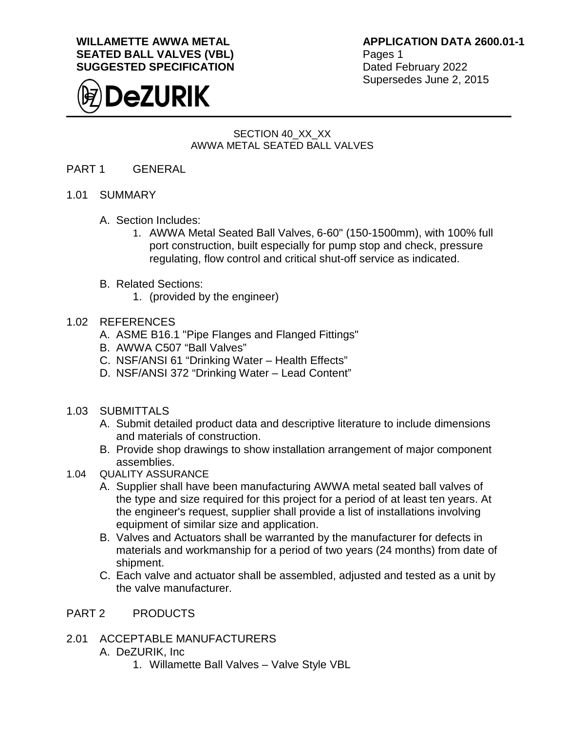**WILLAMETTE AWWA METAL SEATED BALL VALVES (VBL) SUGGESTED SPECIFICATION**

**APPLICATION DATA 2600.01-1**
Pages 1
Dated February 2022
Supersedes June 2, 2015

DeZURIK

SECTION 40_XX_XX
AWWA METAL SEATED BALL VALVES

## PART 1 GENERAL

### 1.01 SUMMARY

A. Section Includes:
   1. AWWA Metal Seated Ball Valves, 6-60" (150-1500mm), with 100% full port construction, built especially for pump stop and check, pressure regulating, flow control and critical shut-off service as indicated.

B. Related Sections:
   1. (provided by the engineer)

### 1.02 REFERENCES

A. ASME B16.1 "Pipe Flanges and Flanged Fittings"
B. AWWA C507 "Ball Valves"
C. NSF/ANSI 61 "Drinking Water – Health Effects"
D. NSF/ANSI 372 "Drinking Water – Lead Content"

### 1.03 SUBMITTALS

A. Submit detailed product data and descriptive literature to include dimensions and materials of construction.
B. Provide shop drawings to show installation arrangement of major component assemblies.

### 1.04 QUALITY ASSURANCE

A. Supplier shall have been manufacturing AWWA metal seated ball valves of the type and size required for this project for a period of at least ten years. At the engineer's request, supplier shall provide a list of installations involving equipment of similar size and application.
B. Valves and Actuators shall be warranted by the manufacturer for defects in materials and workmanship for a period of two years (24 months) from date of shipment.
C. Each valve and actuator shall be assembled, adjusted and tested as a unit by the valve manufacturer.

## PART 2 PRODUCTS

### 2.01 ACCEPTABLE MANUFACTURERS

A. DeZURIK, Inc
   1. Willamette Ball Valves – Valve Style VBL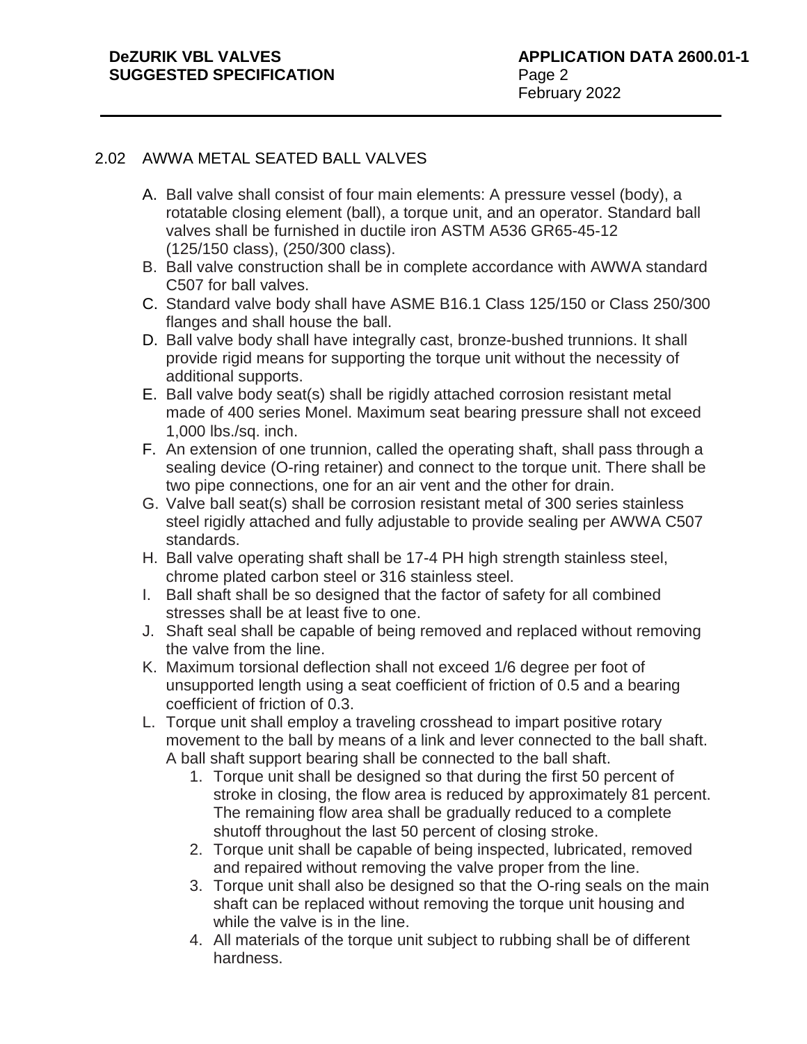## 2.02 AWWA METAL SEATED BALL VALVES

A. Ball valve shall consist of four main elements: A pressure vessel (body), a rotatable closing element (ball), a torque unit, and an operator. Standard ball valves shall be furnished in ductile iron ASTM A536 GR65-45-12 (125/150 class), (250/300 class).

B. Ball valve construction shall be in complete accordance with AWWA standard C507 for ball valves.

C. Standard valve body shall have ASME B16.1 Class 125/150 or Class 250/300 flanges and shall house the ball.

D. Ball valve body shall have integrally cast, bronze-bushed trunnions. It shall provide rigid means for supporting the torque unit without the necessity of additional supports.

E. Ball valve body seat(s) shall be rigidly attached corrosion resistant metal made of 400 series Monel. Maximum seat bearing pressure shall not exceed 1,000 lbs./sq. inch.

F. An extension of one trunnion, called the operating shaft, shall pass through a sealing device (O-ring retainer) and connect to the torque unit. There shall be two pipe connections, one for an air vent and the other for drain.

G. Valve ball seat(s) shall be corrosion resistant metal of 300 series stainless steel rigidly attached and fully adjustable to provide sealing per AWWA C507 standards.

H. Ball valve operating shaft shall be 17-4 PH high strength stainless steel, chrome plated carbon steel or 316 stainless steel.

I. Ball shaft shall be so designed that the factor of safety for all combined stresses shall be at least five to one.

J. Shaft seal shall be capable of being removed and replaced without removing the valve from the line.

K. Maximum torsional deflection shall not exceed 1/6 degree per foot of unsupported length using a seat coefficient of friction of 0.5 and a bearing coefficient of friction of 0.3.

L. Torque unit shall employ a traveling crosshead to impart positive rotary movement to the ball by means of a link and lever connected to the ball shaft. A ball shaft support bearing shall be connected to the ball shaft.

1. Torque unit shall be designed so that during the first 50 percent of stroke in closing, the flow area is reduced by approximately 81 percent. The remaining flow area shall be gradually reduced to a complete shutoff throughout the last 50 percent of closing stroke.
2. Torque unit shall be capable of being inspected, lubricated, removed and repaired without removing the valve proper from the line.
3. Torque unit shall also be designed so that the O-ring seals on the main shaft can be replaced without removing the torque unit housing and while the valve is in the line.
4. All materials of the torque unit subject to rubbing shall be of different hardness.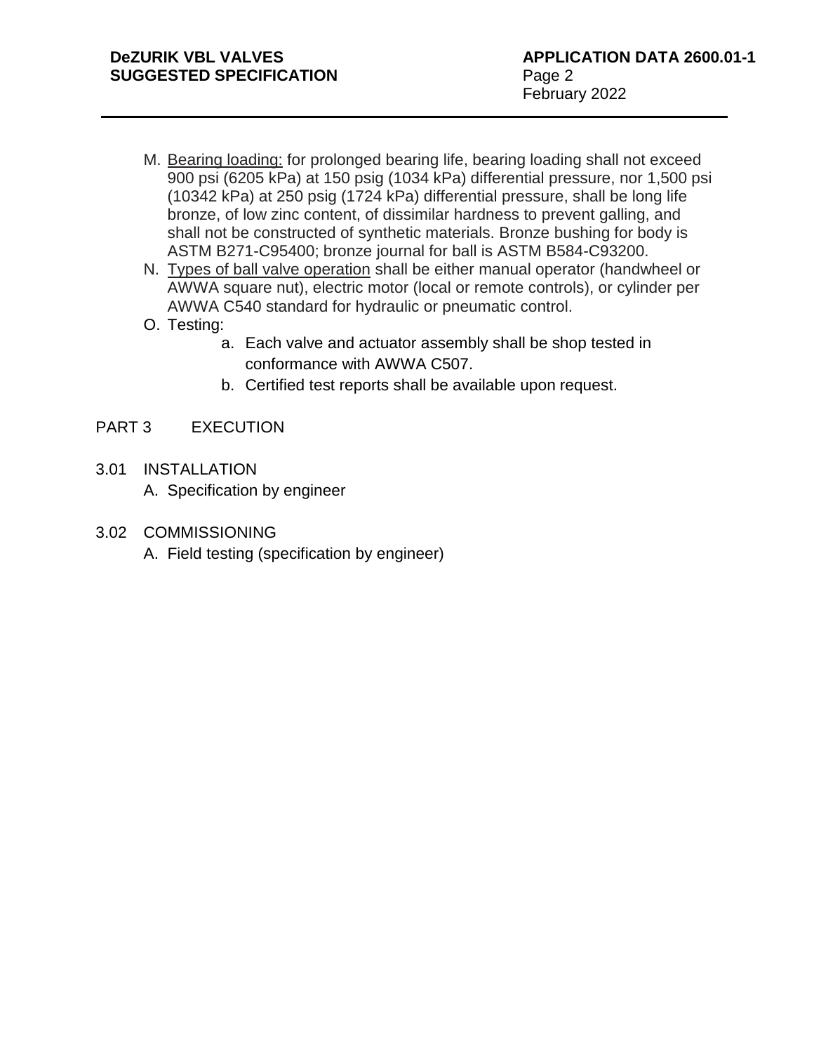M. <u>Bearing loading:</u> for prolonged bearing life, bearing loading shall not exceed 900 psi (6205 kPa) at 150 psig (1034 kPa) differential pressure, nor 1,500 psi (10342 kPa) at 250 psig (1724 kPa) differential pressure, shall be long life bronze, of low zinc content, of dissimilar hardness to prevent galling, and shall not be constructed of synthetic materials. Bronze bushing for body is ASTM B271-C95400; bronze journal for ball is ASTM B584-C93200.

N. <u>Types of ball valve operation</u> shall be either manual operator (handwheel or AWWA square nut), electric motor (local or remote controls), or cylinder per AWWA C540 standard for hydraulic or pneumatic control.

O. Testing:

   a. Each valve and actuator assembly shall be shop tested in conformance with AWWA C507.

   b. Certified test reports shall be available upon request.

## PART 3 EXECUTION

### 3.01 INSTALLATION

A. Specification by engineer

### 3.02 COMMISSIONING

A. Field testing (specification by engineer)